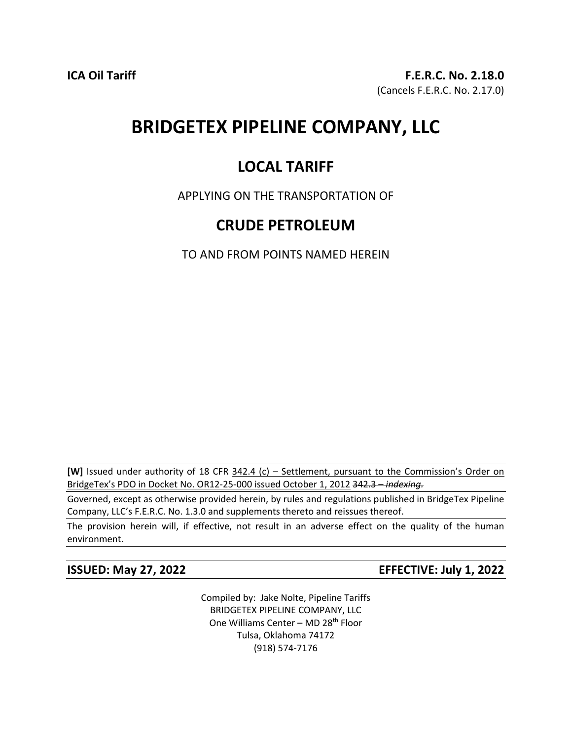**ICA Oil Tariff** **F.E.R.C. No. 2.18.0**

(Cancels F.E.R.C. No. 2.17.0)

# BRIDGETEX PIPELINE COMPANY, LLC

## LOCAL TARIFF

APPLYING ON THE TRANSPORTATION OF

## CRUDE PETROLEUM

TO AND FROM POINTS NAMED HEREIN

**[W]** Issued under authority of 18 CFR 342.4 (c) – Settlement, pursuant to the Commission's Order on BridgeTex's PDO in Docket No. OR12-25-000 issued October 1, 2012 ~~342.3 – *indexing.*~~

Governed, except as otherwise provided herein, by rules and regulations published in BridgeTex Pipeline Company, LLC's F.E.R.C. No. 1.3.0 and supplements thereto and reissues thereof.

The provision herein will, if effective, not result in an adverse effect on the quality of the human environment.

**ISSUED: May 27, 2022** **EFFECTIVE: July 1, 2022**

Compiled by: Jake Nolte, Pipeline Tariffs
BRIDGETEX PIPELINE COMPANY, LLC
One Williams Center – MD 28th Floor
Tulsa, Oklahoma 74172
(918) 574-7176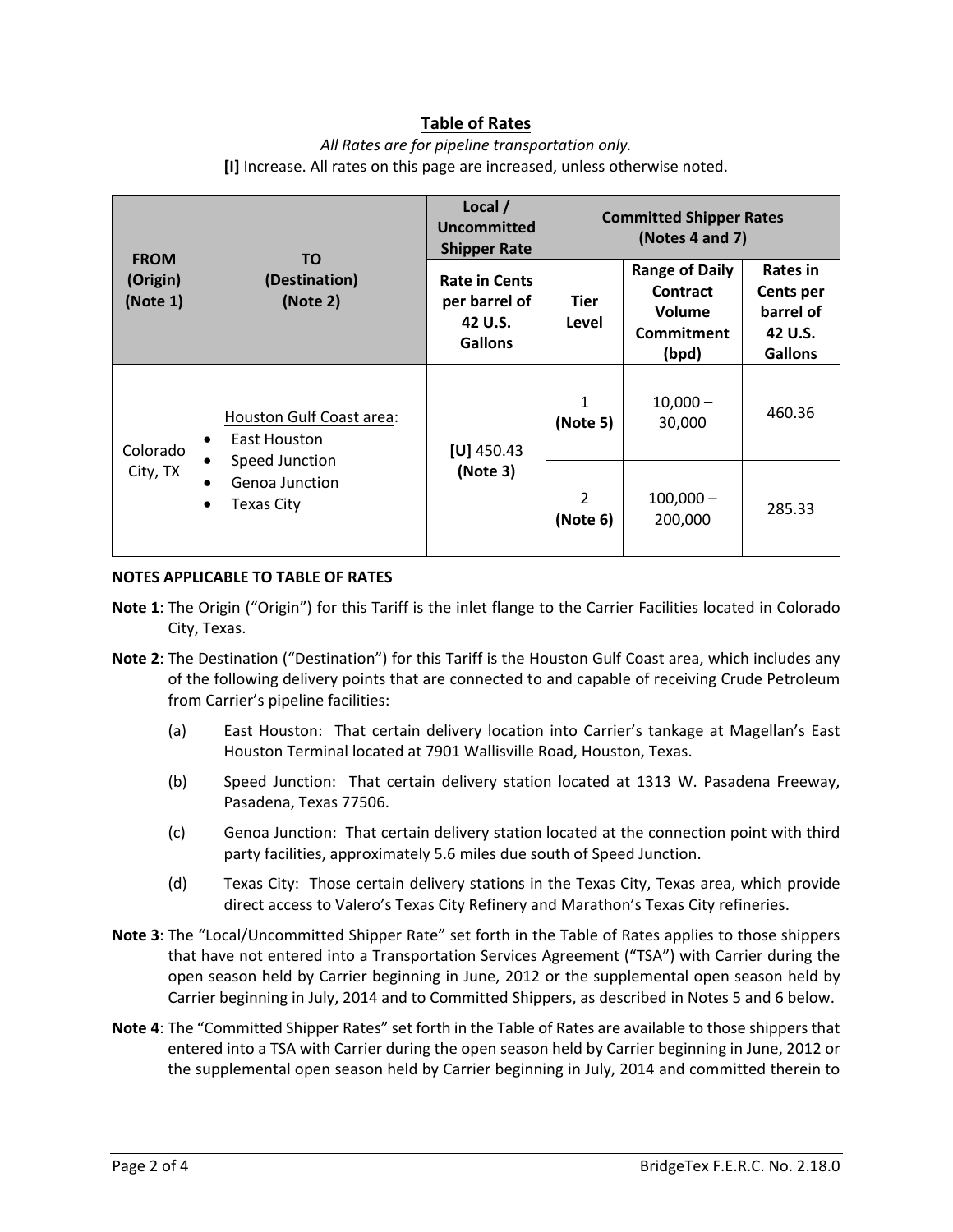## Table of Rates

*All Rates are for pipeline transportation only.*

**[I]** Increase. All rates on this page are increased, unless otherwise noted.

| FROM (Origin) (Note 1) | TO (Destination) (Note 2) | Local / Uncommitted Shipper Rate | Committed Shipper Rates (Notes 4 and 7) | | |
|---|---|---|---|---|---|
| | | Rate in Cents per barrel of 42 U.S. Gallons | Tier Level | Range of Daily Contract Volume Commitment (bpd) | Rates in Cents per barrel of 42 U.S. Gallons |
| Colorado City, TX | Houston Gulf Coast area: • East Houston • Speed Junction • Genoa Junction • Texas City | [U] 450.43 (Note 3) | 1 (Note 5) | 10,000 – 30,000 | 460.36 |
| | | | 2 (Note 6) | 100,000 – 200,000 | 285.33 |

**NOTES APPLICABLE TO TABLE OF RATES**

**Note 1**: The Origin ("Origin") for this Tariff is the inlet flange to the Carrier Facilities located in Colorado City, Texas.

**Note 2**: The Destination ("Destination") for this Tariff is the Houston Gulf Coast area, which includes any of the following delivery points that are connected to and capable of receiving Crude Petroleum from Carrier's pipeline facilities:

(a) East Houston: That certain delivery location into Carrier's tankage at Magellan's East Houston Terminal located at 7901 Wallisville Road, Houston, Texas.

(b) Speed Junction: That certain delivery station located at 1313 W. Pasadena Freeway, Pasadena, Texas 77506.

(c) Genoa Junction: That certain delivery station located at the connection point with third party facilities, approximately 5.6 miles due south of Speed Junction.

(d) Texas City: Those certain delivery stations in the Texas City, Texas area, which provide direct access to Valero's Texas City Refinery and Marathon's Texas City refineries.

**Note 3**: The "Local/Uncommitted Shipper Rate" set forth in the Table of Rates applies to those shippers that have not entered into a Transportation Services Agreement ("TSA") with Carrier during the open season held by Carrier beginning in June, 2012 or the supplemental open season held by Carrier beginning in July, 2014 and to Committed Shippers, as described in Notes 5 and 6 below.

**Note 4**: The "Committed Shipper Rates" set forth in the Table of Rates are available to those shippers that entered into a TSA with Carrier during the open season held by Carrier beginning in June, 2012 or the supplemental open season held by Carrier beginning in July, 2014 and committed therein to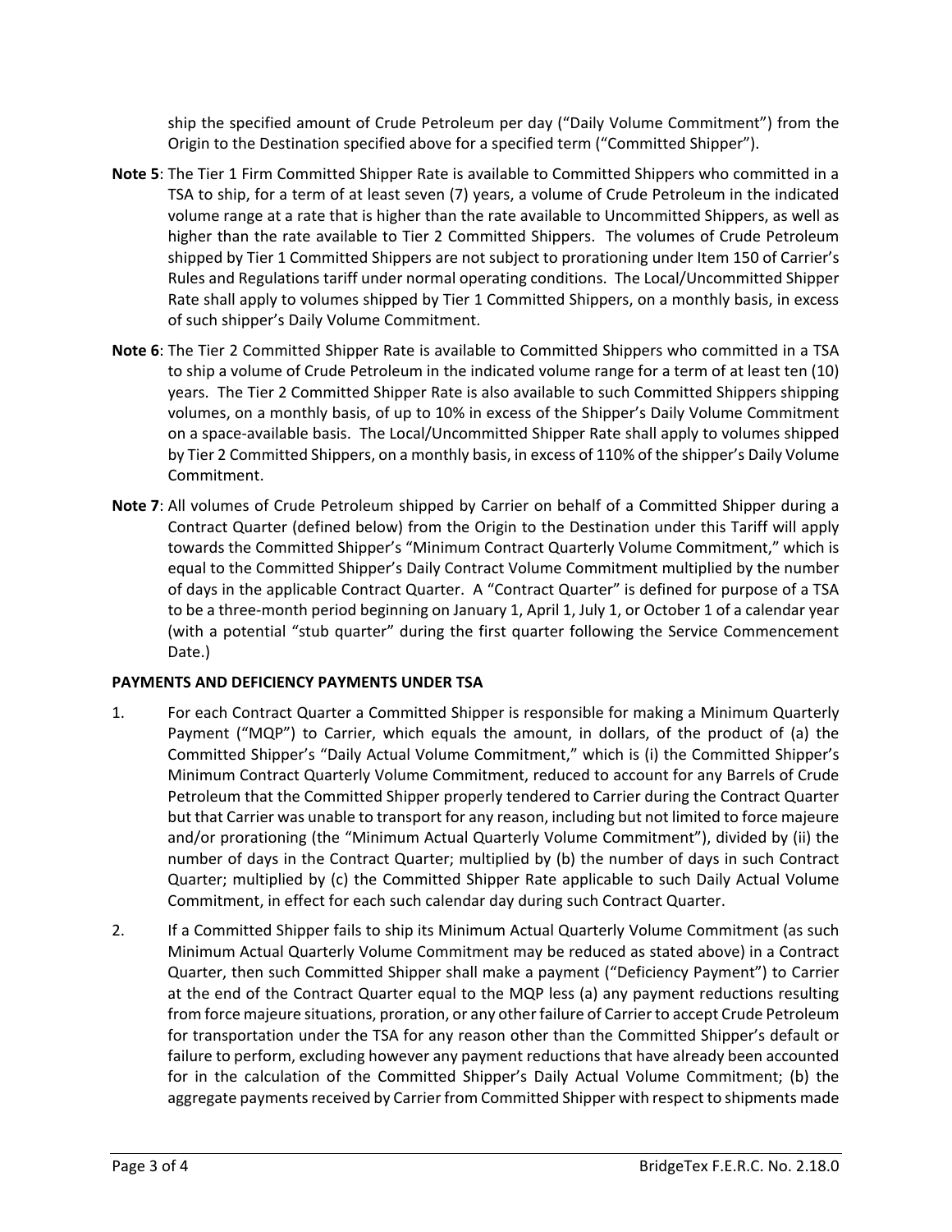ship the specified amount of Crude Petroleum per day ("Daily Volume Commitment") from the Origin to the Destination specified above for a specified term ("Committed Shipper").

**Note 5**: The Tier 1 Firm Committed Shipper Rate is available to Committed Shippers who committed in a TSA to ship, for a term of at least seven (7) years, a volume of Crude Petroleum in the indicated volume range at a rate that is higher than the rate available to Uncommitted Shippers, as well as higher than the rate available to Tier 2 Committed Shippers. The volumes of Crude Petroleum shipped by Tier 1 Committed Shippers are not subject to prorationing under Item 150 of Carrier's Rules and Regulations tariff under normal operating conditions. The Local/Uncommitted Shipper Rate shall apply to volumes shipped by Tier 1 Committed Shippers, on a monthly basis, in excess of such shipper's Daily Volume Commitment.

**Note 6**: The Tier 2 Committed Shipper Rate is available to Committed Shippers who committed in a TSA to ship a volume of Crude Petroleum in the indicated volume range for a term of at least ten (10) years. The Tier 2 Committed Shipper Rate is also available to such Committed Shippers shipping volumes, on a monthly basis, of up to 10% in excess of the Shipper's Daily Volume Commitment on a space-available basis. The Local/Uncommitted Shipper Rate shall apply to volumes shipped by Tier 2 Committed Shippers, on a monthly basis, in excess of 110% of the shipper's Daily Volume Commitment.

**Note 7**: All volumes of Crude Petroleum shipped by Carrier on behalf of a Committed Shipper during a Contract Quarter (defined below) from the Origin to the Destination under this Tariff will apply towards the Committed Shipper's "Minimum Contract Quarterly Volume Commitment," which is equal to the Committed Shipper's Daily Contract Volume Commitment multiplied by the number of days in the applicable Contract Quarter. A "Contract Quarter" is defined for purpose of a TSA to be a three-month period beginning on January 1, April 1, July 1, or October 1 of a calendar year (with a potential "stub quarter" during the first quarter following the Service Commencement Date.)

**PAYMENTS AND DEFICIENCY PAYMENTS UNDER TSA**

1. For each Contract Quarter a Committed Shipper is responsible for making a Minimum Quarterly Payment ("MQP") to Carrier, which equals the amount, in dollars, of the product of (a) the Committed Shipper's "Daily Actual Volume Commitment," which is (i) the Committed Shipper's Minimum Contract Quarterly Volume Commitment, reduced to account for any Barrels of Crude Petroleum that the Committed Shipper properly tendered to Carrier during the Contract Quarter but that Carrier was unable to transport for any reason, including but not limited to force majeure and/or prorationing (the "Minimum Actual Quarterly Volume Commitment"), divided by (ii) the number of days in the Contract Quarter; multiplied by (b) the number of days in such Contract Quarter; multiplied by (c) the Committed Shipper Rate applicable to such Daily Actual Volume Commitment, in effect for each such calendar day during such Contract Quarter.

2. If a Committed Shipper fails to ship its Minimum Actual Quarterly Volume Commitment (as such Minimum Actual Quarterly Volume Commitment may be reduced as stated above) in a Contract Quarter, then such Committed Shipper shall make a payment ("Deficiency Payment") to Carrier at the end of the Contract Quarter equal to the MQP less (a) any payment reductions resulting from force majeure situations, proration, or any other failure of Carrier to accept Crude Petroleum for transportation under the TSA for any reason other than the Committed Shipper's default or failure to perform, excluding however any payment reductions that have already been accounted for in the calculation of the Committed Shipper's Daily Actual Volume Commitment; (b) the aggregate payments received by Carrier from Committed Shipper with respect to shipments made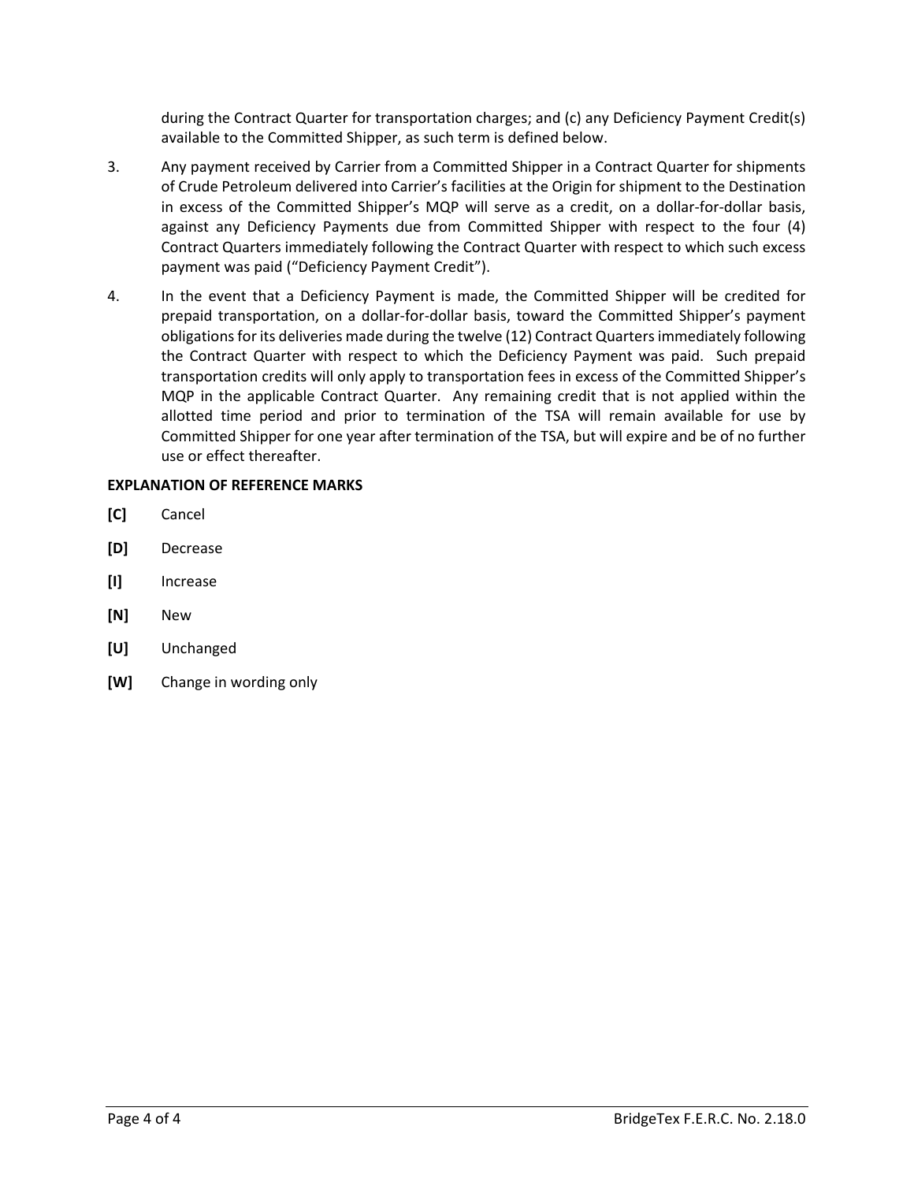during the Contract Quarter for transportation charges; and (c) any Deficiency Payment Credit(s) available to the Committed Shipper, as such term is defined below.

3. Any payment received by Carrier from a Committed Shipper in a Contract Quarter for shipments of Crude Petroleum delivered into Carrier's facilities at the Origin for shipment to the Destination in excess of the Committed Shipper's MQP will serve as a credit, on a dollar-for-dollar basis, against any Deficiency Payments due from Committed Shipper with respect to the four (4) Contract Quarters immediately following the Contract Quarter with respect to which such excess payment was paid ("Deficiency Payment Credit").

4. In the event that a Deficiency Payment is made, the Committed Shipper will be credited for prepaid transportation, on a dollar-for-dollar basis, toward the Committed Shipper's payment obligations for its deliveries made during the twelve (12) Contract Quarters immediately following the Contract Quarter with respect to which the Deficiency Payment was paid. Such prepaid transportation credits will only apply to transportation fees in excess of the Committed Shipper's MQP in the applicable Contract Quarter. Any remaining credit that is not applied within the allotted time period and prior to termination of the TSA will remain available for use by Committed Shipper for one year after termination of the TSA, but will expire and be of no further use or effect thereafter.

**EXPLANATION OF REFERENCE MARKS**

**[C]** Cancel

**[D]** Decrease

**[I]** Increase

**[N]** New

**[U]** Unchanged

**[W]** Change in wording only